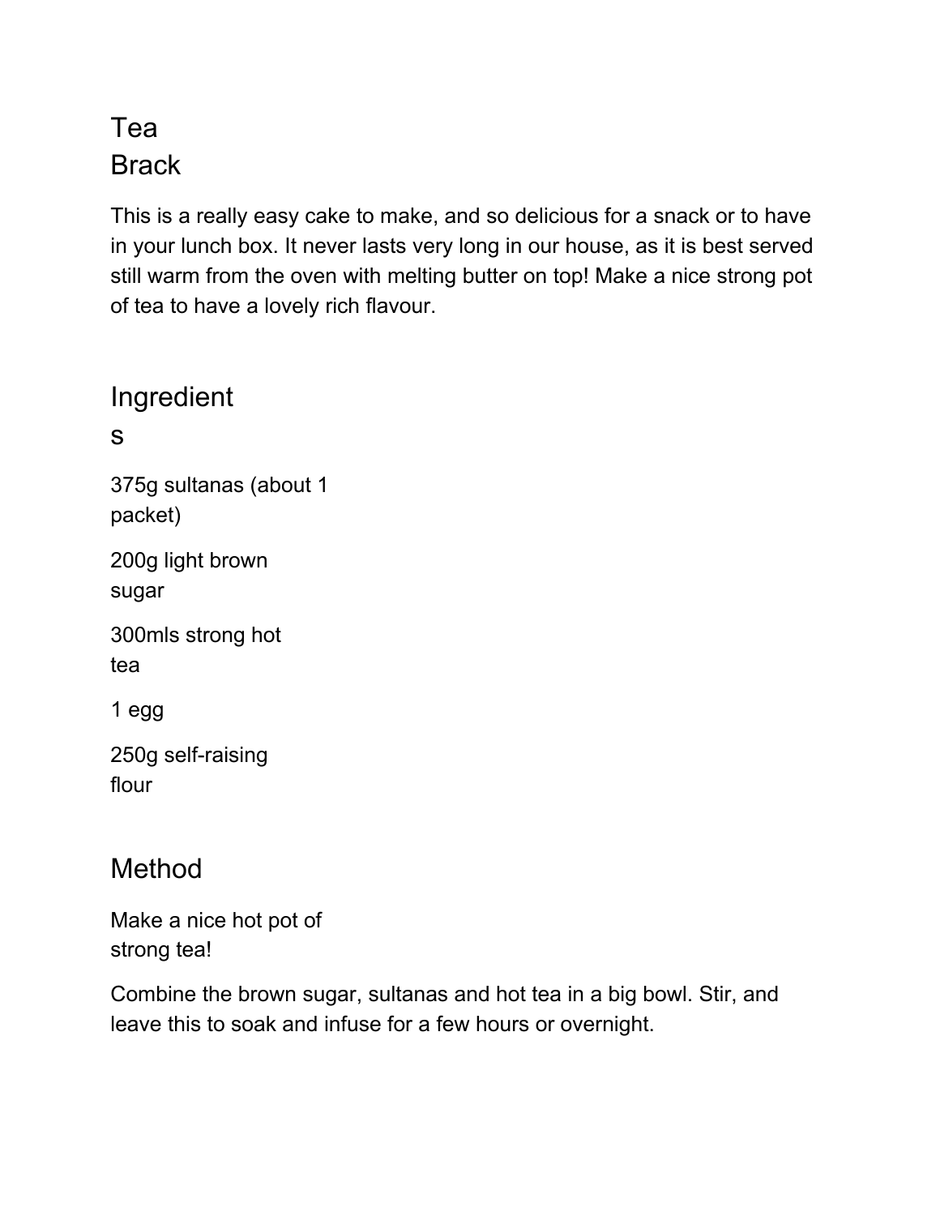# Tea Brack

This is a really easy cake to make, and so delicious for a snack or to have in your lunch box. It never lasts very long in our house, as it is best served still warm from the oven with melting butter on top! Make a nice strong pot of tea to have a lovely rich flavour.

## Ingredients

375g sultanas (about 1 packet)

200g light brown sugar

300mls strong hot tea

1 egg

250g self-raising flour

## Method

Make a nice hot pot of strong tea!

Combine the brown sugar, sultanas and hot tea in a big bowl. Stir, and leave this to soak and infuse for a few hours or overnight.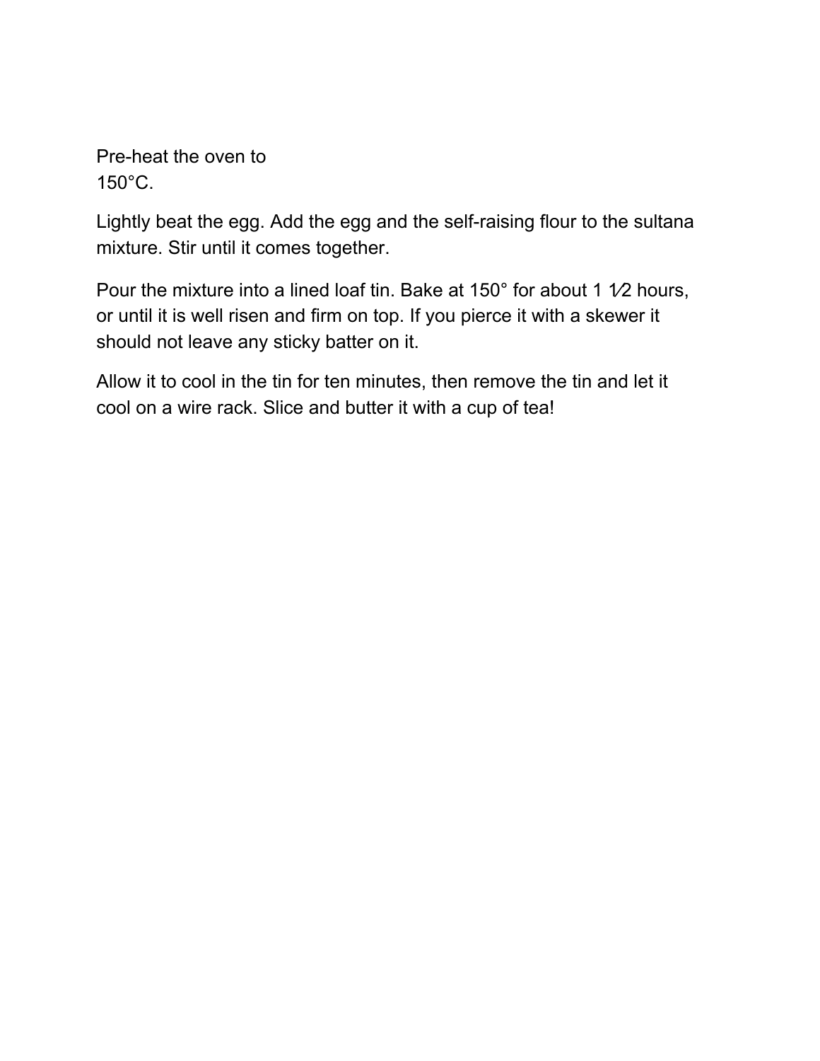Pre-heat the oven to
150°C.

Lightly beat the egg. Add the egg and the self-raising flour to the sultana mixture. Stir until it comes together.

Pour the mixture into a lined loaf tin. Bake at 150° for about 1 1⁄2 hours, or until it is well risen and firm on top. If you pierce it with a skewer it should not leave any sticky batter on it.

Allow it to cool in the tin for ten minutes, then remove the tin and let it cool on a wire rack. Slice and butter it with a cup of tea!